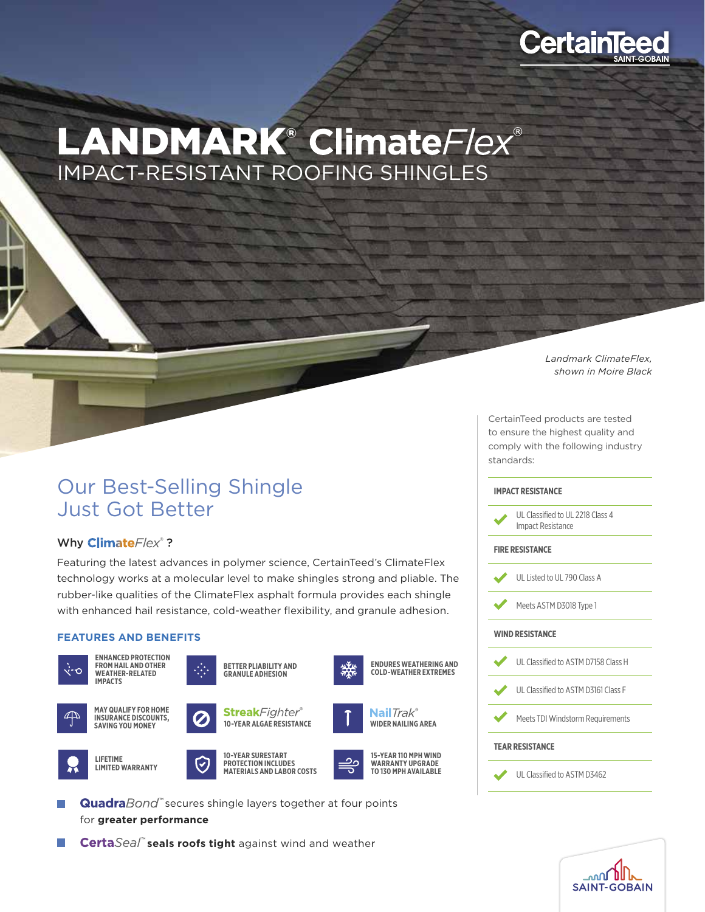# LANDMARK® Climate*Flex*®

## IMPACT-RESISTANT ROOFING SHINGLES

*Landmark ClimateFlex, shown in Moire Black*

## Our Best-Selling Shingle Just Got Better

### Why Climate*Flex*® ?

Featuring the latest advances in polymer science, CertainTeed's ClimateFlex technology works at a molecular level to make shingles strong and pliable. The rubber-like qualities of the ClimateFlex asphalt formula provides each shingle with enhanced hail resistance, cold-weather flexibility, and granule adhesion.

### FEATURES AND BENEFITS

- ENHANCED PROTECTION FROM HAIL AND OTHER WEATHER-RELATED IMPACTS
- BETTER PLIABILITY AND GRANULE ADHESION
- ENDURES WEATHERING AND COLD-WEATHER EXTREMES
- MAY QUALIFY FOR HOME INSURANCE DISCOUNTS, SAVING YOU MONEY
- Streak*Fighter*® 10-YEAR ALGAE RESISTANCE
- Nail*Trak*® WIDER NAILING AREA
- LIFETIME LIMITED WARRANTY
- 10-YEAR SURESTART PROTECTION INCLUDES MATERIALS AND LABOR COSTS
- 15-YEAR 110 MPH WIND WARRANTY UPGRADE TO 130 MPH AVAILABLE

- **Quadra***Bond*™ secures shingle layers together at four points for **greater performance**
- **Certa***Seal*™ **seals roofs tight** against wind and weather

CertainTeed products are tested to ensure the highest quality and comply with the following industry standards:

**IMPACT RESISTANCE**
- ✔ UL Classified to UL 2218 Class 4 Impact Resistance

**FIRE RESISTANCE**
- ✔ UL Listed to UL 790 Class A
- ✔ Meets ASTM D3018 Type 1

**WIND RESISTANCE**
- ✔ UL Classified to ASTM D7158 Class H
- ✔ UL Classified to ASTM D3161 Class F
- ✔ Meets TDI Windstorm Requirements

**TEAR RESISTANCE**
- ✔ UL Classified to ASTM D3462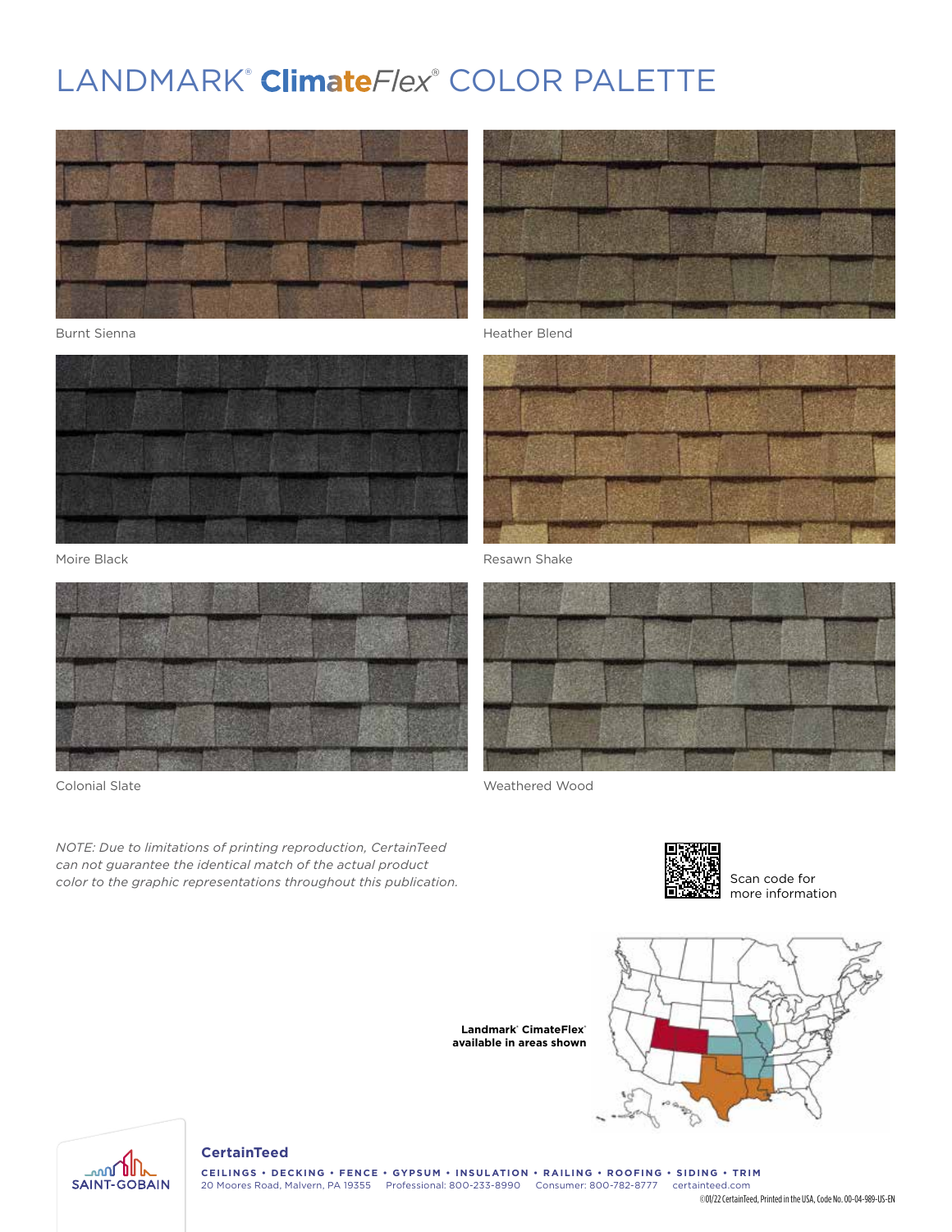# LANDMARK® ClimateFlex® COLOR PALETTE

Burnt Sienna

Heather Blend

Moire Black

Resawn Shake

Colonial Slate

Weathered Wood

*NOTE: Due to limitations of printing reproduction, CertainTeed can not guarantee the identical match of the actual product color to the graphic representations throughout this publication.*

Scan code for more information

**Landmark® CimateFlex® available in areas shown**

SAINT-GOBAIN

**CertainTeed**

**CEILINGS • DECKING • FENCE • GYPSUM • INSULATION • RAILING • ROOFING • SIDING • TRIM**

20 Moores Road, Malvern, PA 19355 Professional: 800-233-8990 Consumer: 800-782-8777 certainteed.com

©01/22 CertainTeed, Printed in the USA, Code No. 00-04-989-US-EN